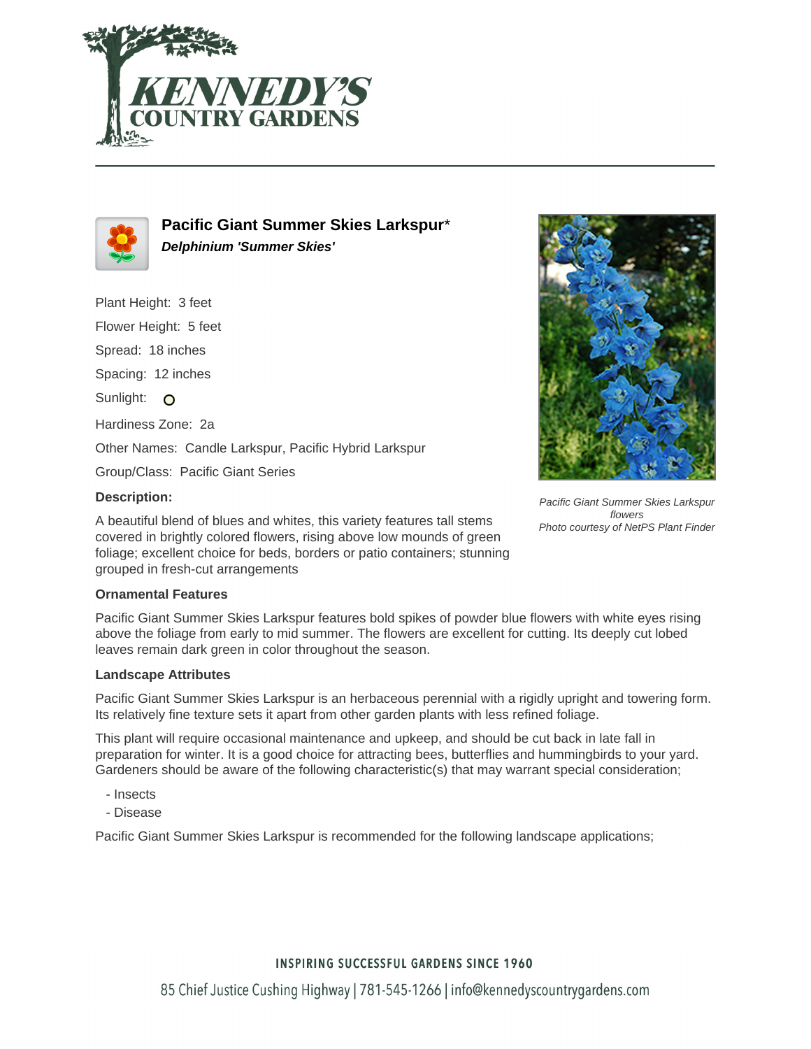# Pacific Giant Summer Skies Larkspur*

***Delphinium 'Summer Skies'***

Plant Height: 3 feet

Flower Height: 5 feet

Spread: 18 inches

Spacing: 12 inches

Sunlight:

Hardiness Zone: 2a

Other Names: Candle Larkspur, Pacific Hybrid Larkspur

Group/Class: Pacific Giant Series

### Description:

A beautiful blend of blues and whites, this variety features tall stems covered in brightly colored flowers, rising above low mounds of green foliage; excellent choice for beds, borders or patio containers; stunning grouped in fresh-cut arrangements

*Pacific Giant Summer Skies Larkspur flowers*
*Photo courtesy of NetPS Plant Finder*

### Ornamental Features

Pacific Giant Summer Skies Larkspur features bold spikes of powder blue flowers with white eyes rising above the foliage from early to mid summer. The flowers are excellent for cutting. Its deeply cut lobed leaves remain dark green in color throughout the season.

### Landscape Attributes

Pacific Giant Summer Skies Larkspur is an herbaceous perennial with a rigidly upright and towering form. Its relatively fine texture sets it apart from other garden plants with less refined foliage.

This plant will require occasional maintenance and upkeep, and should be cut back in late fall in preparation for winter. It is a good choice for attracting bees, butterflies and hummingbirds to your yard. Gardeners should be aware of the following characteristic(s) that may warrant special consideration;

- Insects
- Disease

Pacific Giant Summer Skies Larkspur is recommended for the following landscape applications;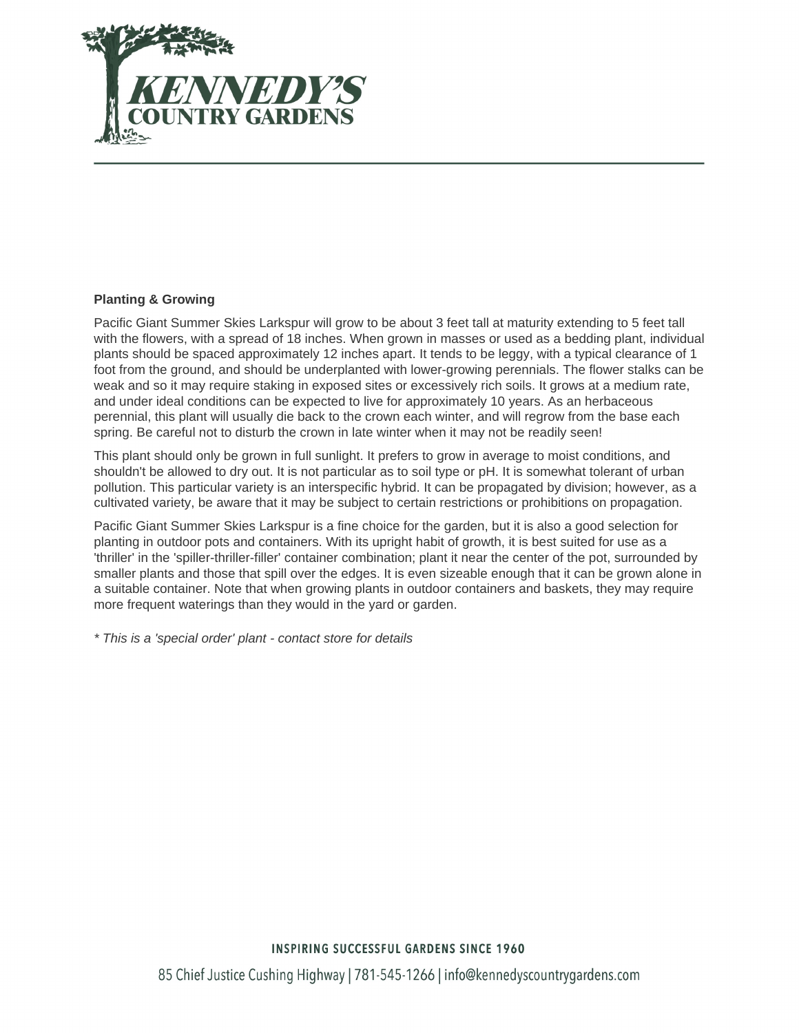**Planting & Growing**

Pacific Giant Summer Skies Larkspur will grow to be about 3 feet tall at maturity extending to 5 feet tall with the flowers, with a spread of 18 inches. When grown in masses or used as a bedding plant, individual plants should be spaced approximately 12 inches apart. It tends to be leggy, with a typical clearance of 1 foot from the ground, and should be underplanted with lower-growing perennials. The flower stalks can be weak and so it may require staking in exposed sites or excessively rich soils. It grows at a medium rate, and under ideal conditions can be expected to live for approximately 10 years. As an herbaceous perennial, this plant will usually die back to the crown each winter, and will regrow from the base each spring. Be careful not to disturb the crown in late winter when it may not be readily seen!

This plant should only be grown in full sunlight. It prefers to grow in average to moist conditions, and shouldn't be allowed to dry out. It is not particular as to soil type or pH. It is somewhat tolerant of urban pollution. This particular variety is an interspecific hybrid. It can be propagated by division; however, as a cultivated variety, be aware that it may be subject to certain restrictions or prohibitions on propagation.

Pacific Giant Summer Skies Larkspur is a fine choice for the garden, but it is also a good selection for planting in outdoor pots and containers. With its upright habit of growth, it is best suited for use as a 'thriller' in the 'spiller-thriller-filler' container combination; plant it near the center of the pot, surrounded by smaller plants and those that spill over the edges. It is even sizeable enough that it can be grown alone in a suitable container. Note that when growing plants in outdoor containers and baskets, they may require more frequent waterings than they would in the yard or garden.

*\* This is a 'special order' plant - contact store for details*